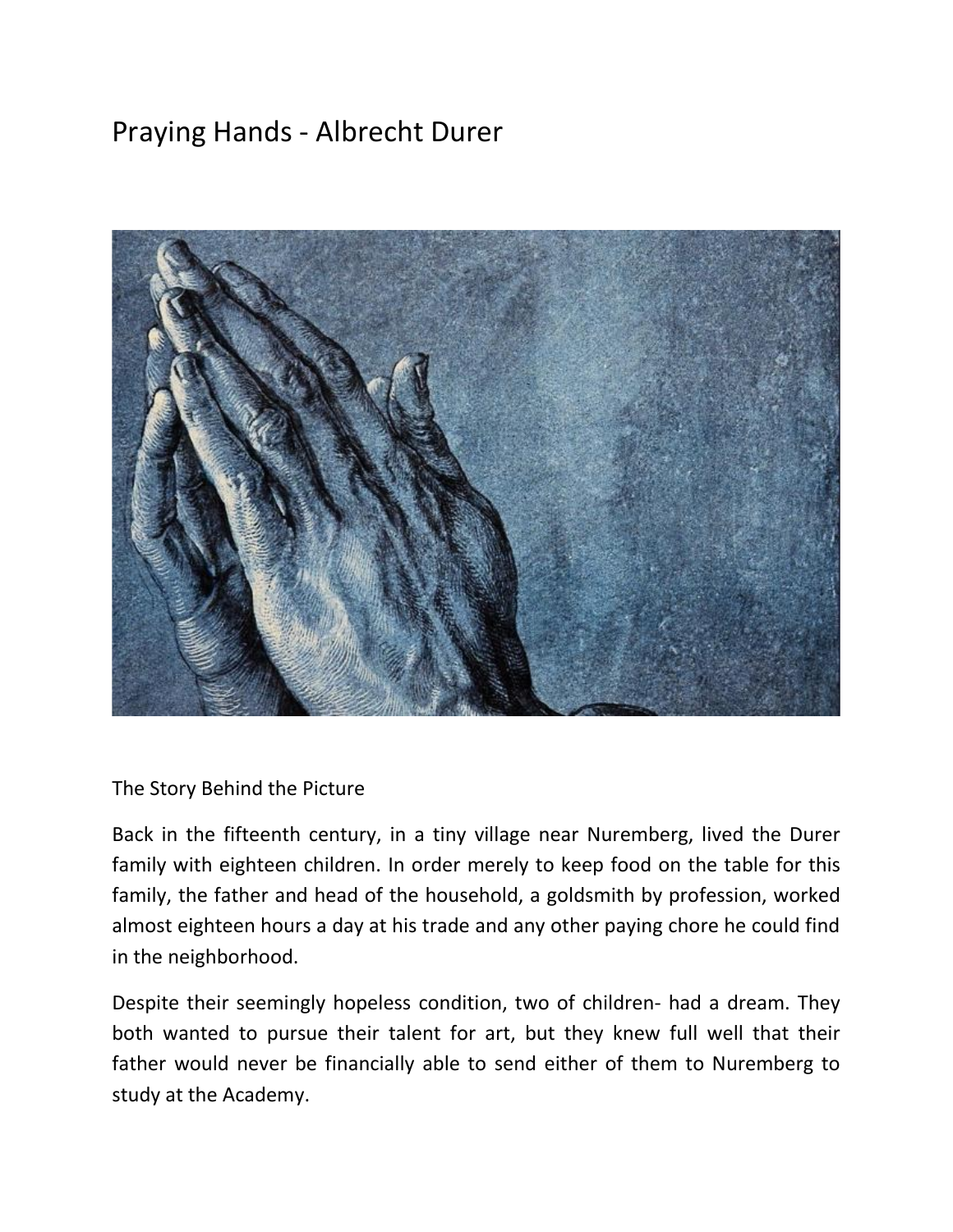# Praying Hands - Albrecht Durer

The Story Behind the Picture

Back in the fifteenth century, in a tiny village near Nuremberg, lived the Durer family with eighteen children. In order merely to keep food on the table for this family, the father and head of the household, a goldsmith by profession, worked almost eighteen hours a day at his trade and any other paying chore he could find in the neighborhood.

Despite their seemingly hopeless condition, two of children- had a dream. They both wanted to pursue their talent for art, but they knew full well that their father would never be financially able to send either of them to Nuremberg to study at the Academy.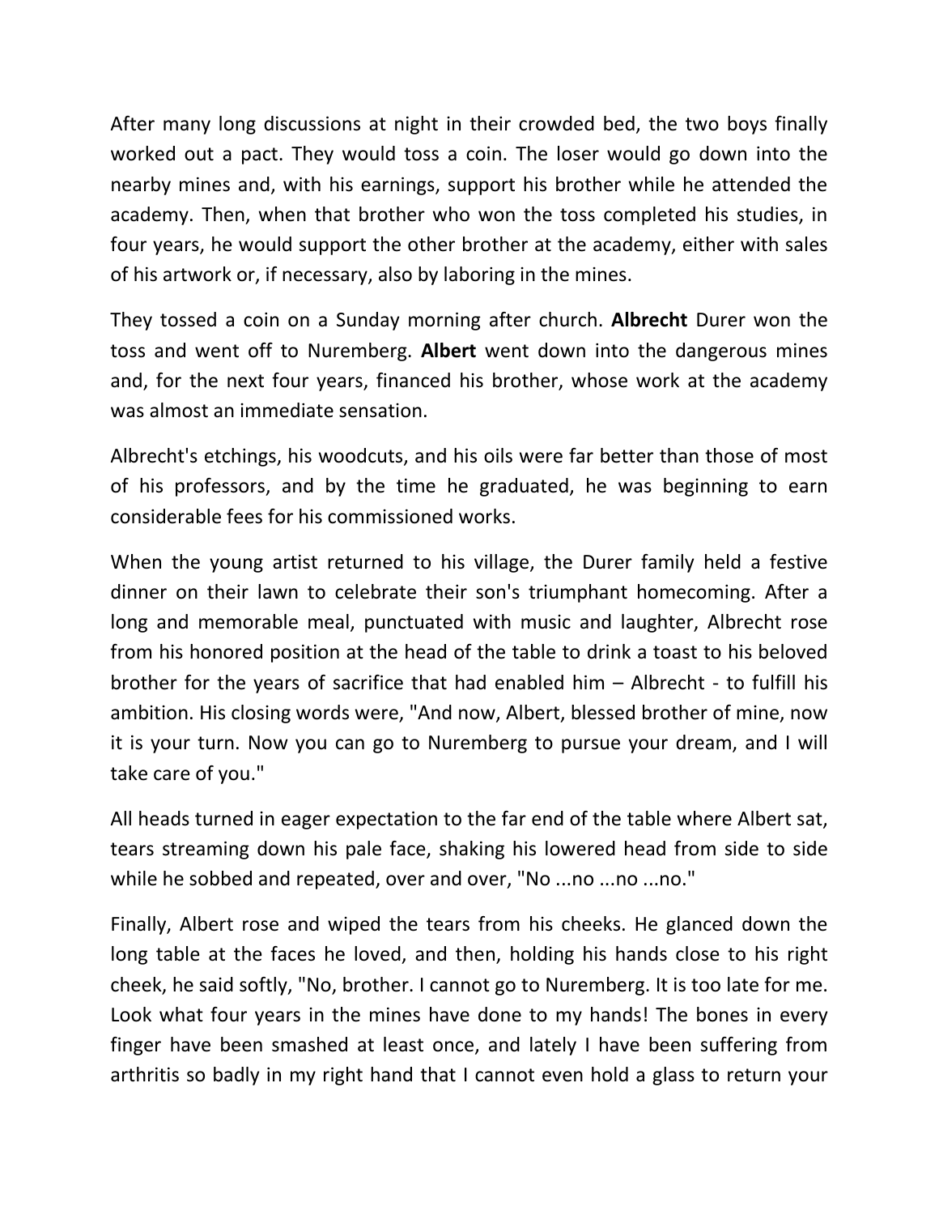After many long discussions at night in their crowded bed, the two boys finally worked out a pact. They would toss a coin. The loser would go down into the nearby mines and, with his earnings, support his brother while he attended the academy. Then, when that brother who won the toss completed his studies, in four years, he would support the other brother at the academy, either with sales of his artwork or, if necessary, also by laboring in the mines.

They tossed a coin on a Sunday morning after church. **Albrecht** Durer won the toss and went off to Nuremberg. **Albert** went down into the dangerous mines and, for the next four years, financed his brother, whose work at the academy was almost an immediate sensation.

Albrecht's etchings, his woodcuts, and his oils were far better than those of most of his professors, and by the time he graduated, he was beginning to earn considerable fees for his commissioned works.

When the young artist returned to his village, the Durer family held a festive dinner on their lawn to celebrate their son's triumphant homecoming. After a long and memorable meal, punctuated with music and laughter, Albrecht rose from his honored position at the head of the table to drink a toast to his beloved brother for the years of sacrifice that had enabled him – Albrecht - to fulfill his ambition. His closing words were, "And now, Albert, blessed brother of mine, now it is your turn. Now you can go to Nuremberg to pursue your dream, and I will take care of you."

All heads turned in eager expectation to the far end of the table where Albert sat, tears streaming down his pale face, shaking his lowered head from side to side while he sobbed and repeated, over and over, "No ...no ...no ...no."

Finally, Albert rose and wiped the tears from his cheeks. He glanced down the long table at the faces he loved, and then, holding his hands close to his right cheek, he said softly, "No, brother. I cannot go to Nuremberg. It is too late for me. Look what four years in the mines have done to my hands! The bones in every finger have been smashed at least once, and lately I have been suffering from arthritis so badly in my right hand that I cannot even hold a glass to return your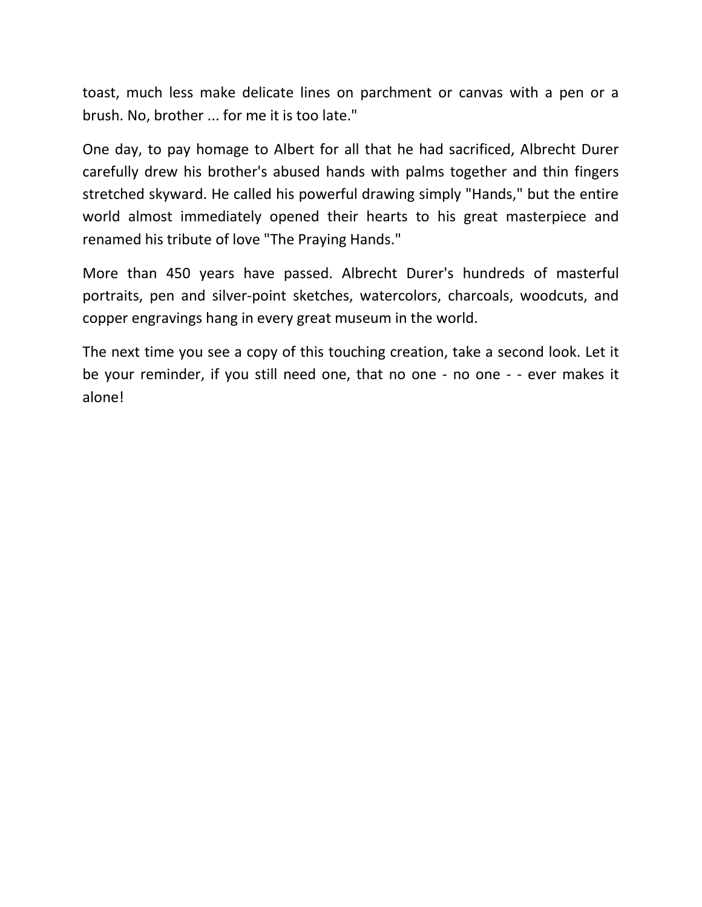toast, much less make delicate lines on parchment or canvas with a pen or a brush. No, brother ... for me it is too late."

One day, to pay homage to Albert for all that he had sacrificed, Albrecht Durer carefully drew his brother's abused hands with palms together and thin fingers stretched skyward. He called his powerful drawing simply "Hands," but the entire world almost immediately opened their hearts to his great masterpiece and renamed his tribute of love "The Praying Hands."

More than 450 years have passed. Albrecht Durer's hundreds of masterful portraits, pen and silver-point sketches, watercolors, charcoals, woodcuts, and copper engravings hang in every great museum in the world.

The next time you see a copy of this touching creation, take a second look. Let it be your reminder, if you still need one, that no one - no one - - ever makes it alone!